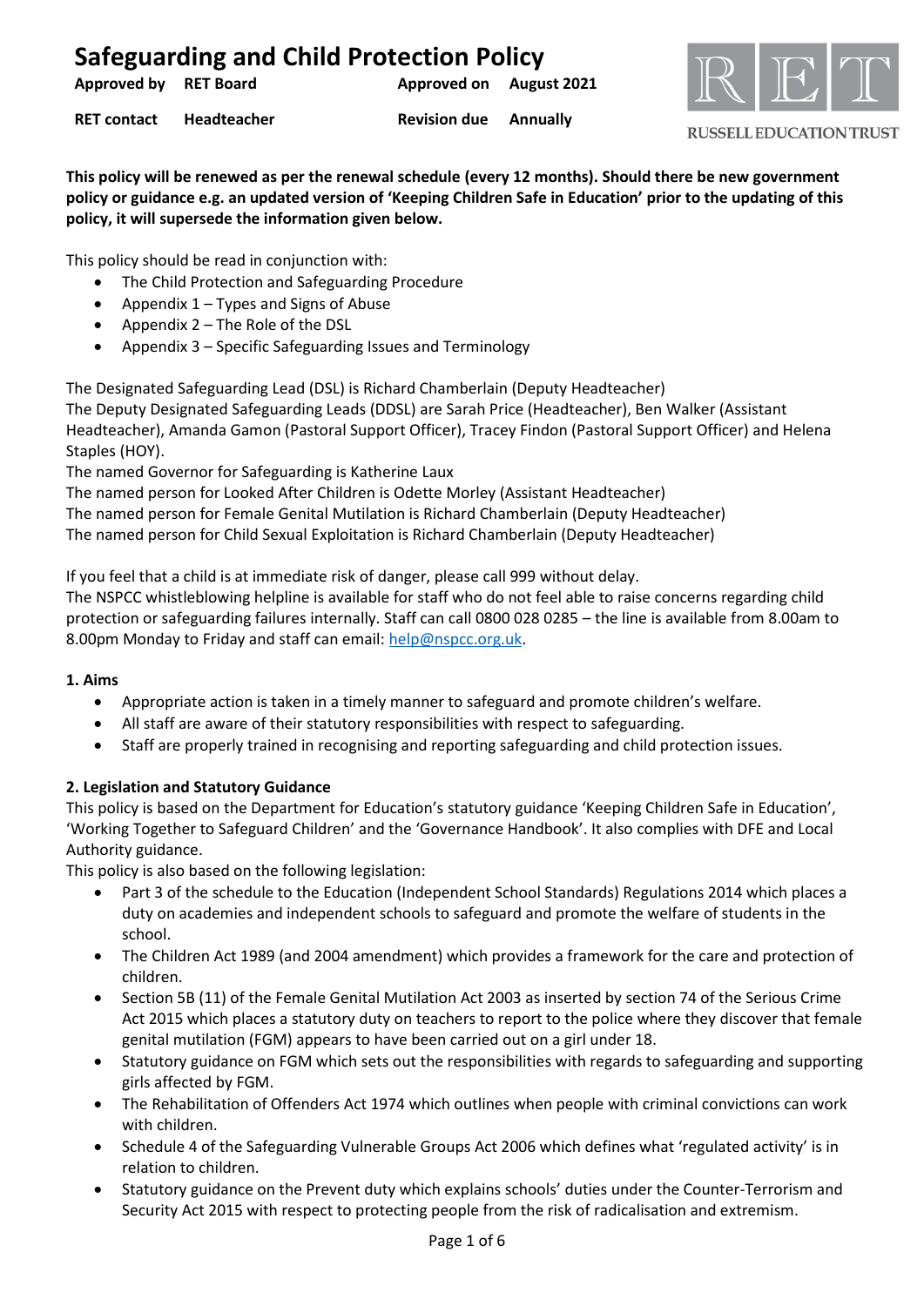# Safeguarding and Child Protection Policy

| | | | |
|---|---|---|---|
| **Approved by** | **RET Board** | **Approved on** | **August 2021** |
| **RET contact** | **Headteacher** | **Revision due** | **Annually** |

RUSSELL EDUCATION TRUST

**This policy will be renewed as per the renewal schedule (every 12 months). Should there be new government policy or guidance e.g. an updated version of 'Keeping Children Safe in Education' prior to the updating of this policy, it will supersede the information given below.**

This policy should be read in conjunction with:

- The Child Protection and Safeguarding Procedure
- Appendix 1 – Types and Signs of Abuse
- Appendix 2 – The Role of the DSL
- Appendix 3 – Specific Safeguarding Issues and Terminology

The Designated Safeguarding Lead (DSL) is Richard Chamberlain (Deputy Headteacher)
The Deputy Designated Safeguarding Leads (DDSL) are Sarah Price (Headteacher), Ben Walker (Assistant Headteacher), Amanda Gamon (Pastoral Support Officer), Tracey Findon (Pastoral Support Officer) and Helena Staples (HOY).
The named Governor for Safeguarding is Katherine Laux
The named person for Looked After Children is Odette Morley (Assistant Headteacher)
The named person for Female Genital Mutilation is Richard Chamberlain (Deputy Headteacher)
The named person for Child Sexual Exploitation is Richard Chamberlain (Deputy Headteacher)

If you feel that a child is at immediate risk of danger, please call 999 without delay.
The NSPCC whistleblowing helpline is available for staff who do not feel able to raise concerns regarding child protection or safeguarding failures internally. Staff can call 0800 028 0285 – the line is available from 8.00am to 8.00pm Monday to Friday and staff can email: help@nspcc.org.uk.

### 1. Aims

- Appropriate action is taken in a timely manner to safeguard and promote children's welfare.
- All staff are aware of their statutory responsibilities with respect to safeguarding.
- Staff are properly trained in recognising and reporting safeguarding and child protection issues.

### 2. Legislation and Statutory Guidance

This policy is based on the Department for Education's statutory guidance 'Keeping Children Safe in Education', 'Working Together to Safeguard Children' and the 'Governance Handbook'. It also complies with DFE and Local Authority guidance.
This policy is also based on the following legislation:

- Part 3 of the schedule to the Education (Independent School Standards) Regulations 2014 which places a duty on academies and independent schools to safeguard and promote the welfare of students in the school.
- The Children Act 1989 (and 2004 amendment) which provides a framework for the care and protection of children.
- Section 5B (11) of the Female Genital Mutilation Act 2003 as inserted by section 74 of the Serious Crime Act 2015 which places a statutory duty on teachers to report to the police where they discover that female genital mutilation (FGM) appears to have been carried out on a girl under 18.
- Statutory guidance on FGM which sets out the responsibilities with regards to safeguarding and supporting girls affected by FGM.
- The Rehabilitation of Offenders Act 1974 which outlines when people with criminal convictions can work with children.
- Schedule 4 of the Safeguarding Vulnerable Groups Act 2006 which defines what 'regulated activity' is in relation to children.
- Statutory guidance on the Prevent duty which explains schools' duties under the Counter-Terrorism and Security Act 2015 with respect to protecting people from the risk of radicalisation and extremism.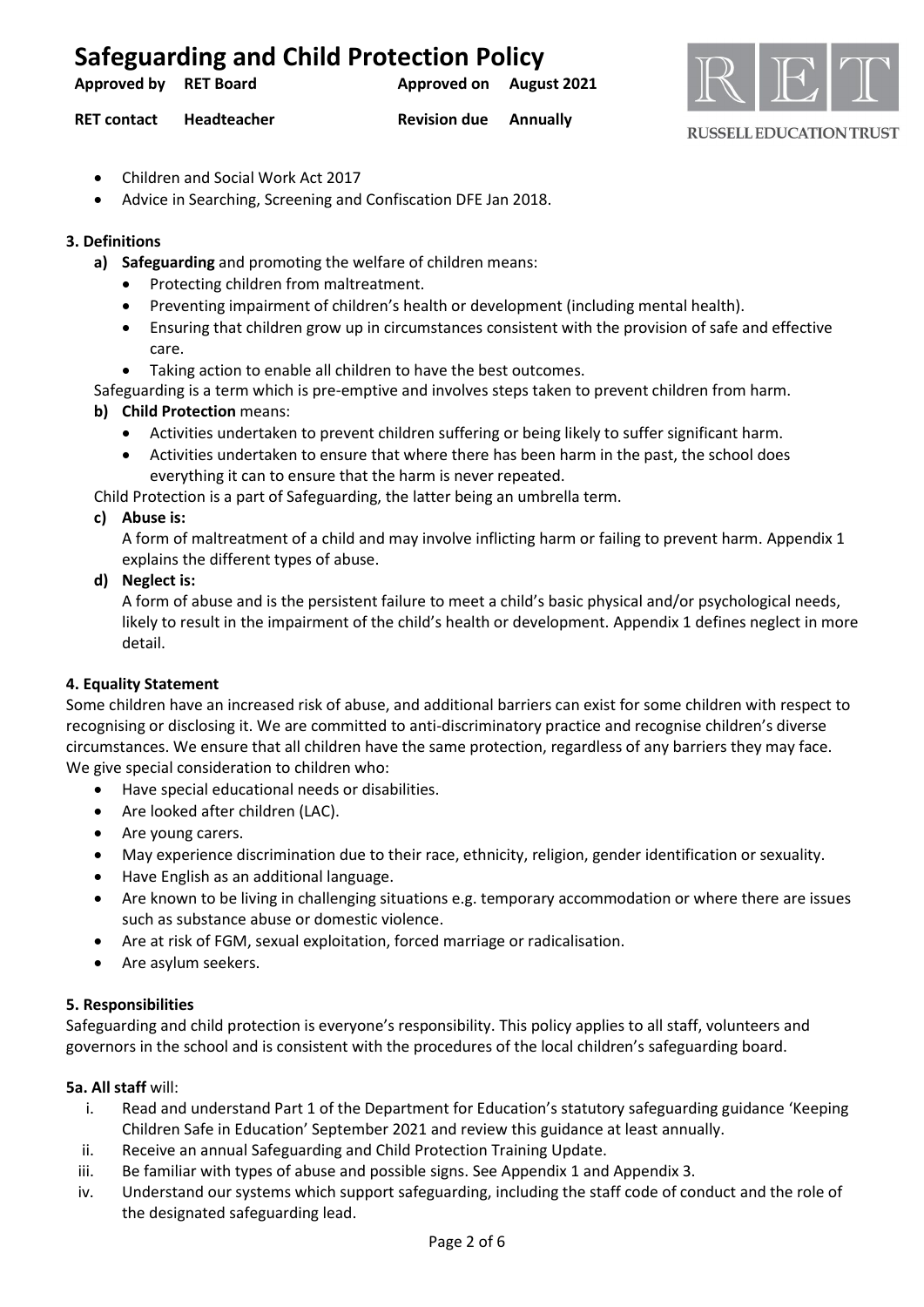- Children and Social Work Act 2017
- Advice in Searching, Screening and Confiscation DFE Jan 2018.

**3. Definitions**

a) **Safeguarding** and promoting the welfare of children means:
   - Protecting children from maltreatment.
   - Preventing impairment of children's health or development (including mental health).
   - Ensuring that children grow up in circumstances consistent with the provision of safe and effective care.
   - Taking action to enable all children to have the best outcomes.

Safeguarding is a term which is pre-emptive and involves steps taken to prevent children from harm.

b) **Child Protection** means:
   - Activities undertaken to prevent children suffering or being likely to suffer significant harm.
   - Activities undertaken to ensure that where there has been harm in the past, the school does everything it can to ensure that the harm is never repeated.

Child Protection is a part of Safeguarding, the latter being an umbrella term.

c) **Abuse is:**
   A form of maltreatment of a child and may involve inflicting harm or failing to prevent harm. Appendix 1 explains the different types of abuse.

d) **Neglect is:**
   A form of abuse and is the persistent failure to meet a child's basic physical and/or psychological needs, likely to result in the impairment of the child's health or development. Appendix 1 defines neglect in more detail.

**4. Equality Statement**

Some children have an increased risk of abuse, and additional barriers can exist for some children with respect to recognising or disclosing it. We are committed to anti-discriminatory practice and recognise children's diverse circumstances. We ensure that all children have the same protection, regardless of any barriers they may face. We give special consideration to children who:

- Have special educational needs or disabilities.
- Are looked after children (LAC).
- Are young carers.
- May experience discrimination due to their race, ethnicity, religion, gender identification or sexuality.
- Have English as an additional language.
- Are known to be living in challenging situations e.g. temporary accommodation or where there are issues such as substance abuse or domestic violence.
- Are at risk of FGM, sexual exploitation, forced marriage or radicalisation.
- Are asylum seekers.

**5. Responsibilities**

Safeguarding and child protection is everyone's responsibility. This policy applies to all staff, volunteers and governors in the school and is consistent with the procedures of the local children's safeguarding board.

**5a. All staff** will:

i. Read and understand Part 1 of the Department for Education's statutory safeguarding guidance 'Keeping Children Safe in Education' September 2021 and review this guidance at least annually.
ii. Receive an annual Safeguarding and Child Protection Training Update.
iii. Be familiar with types of abuse and possible signs. See Appendix 1 and Appendix 3.
iv. Understand our systems which support safeguarding, including the staff code of conduct and the role of the designated safeguarding lead.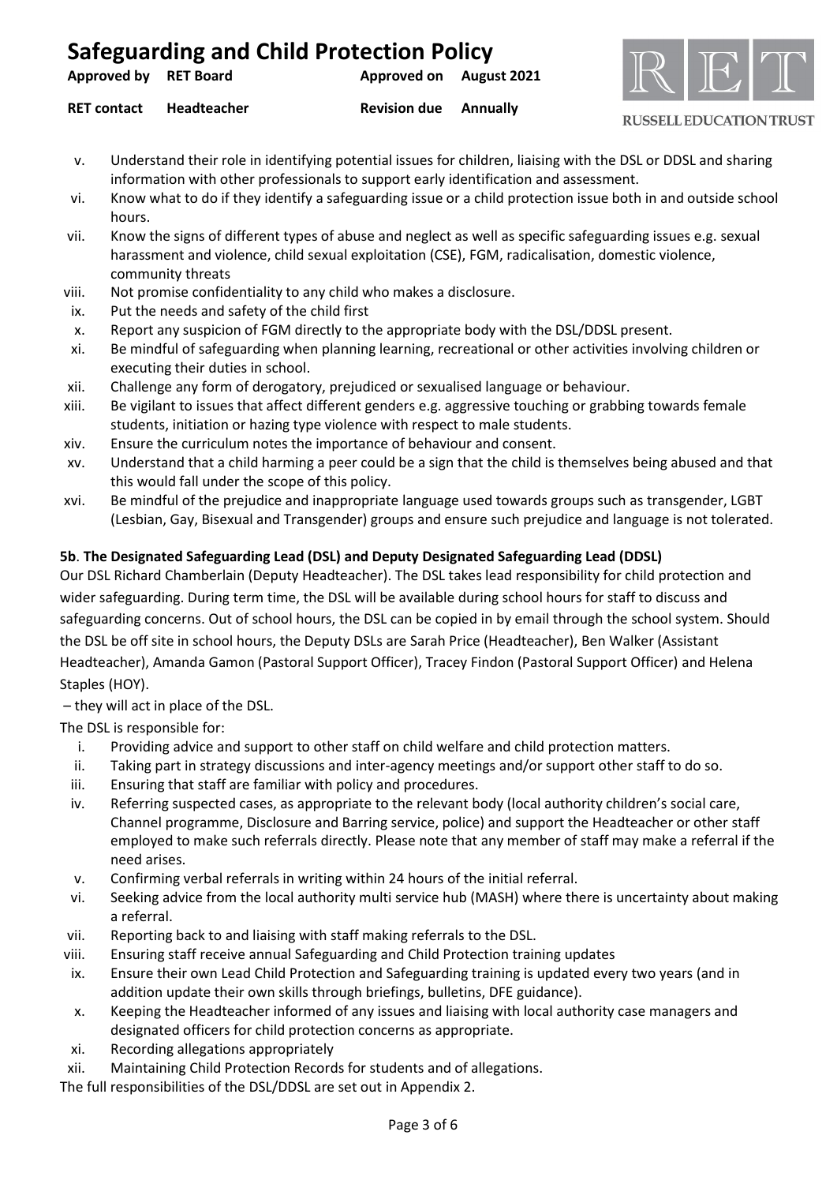v. Understand their role in identifying potential issues for children, liaising with the DSL or DDSL and sharing information with other professionals to support early identification and assessment.
vi. Know what to do if they identify a safeguarding issue or a child protection issue both in and outside school hours.
vii. Know the signs of different types of abuse and neglect as well as specific safeguarding issues e.g. sexual harassment and violence, child sexual exploitation (CSE), FGM, radicalisation, domestic violence, community threats
viii. Not promise confidentiality to any child who makes a disclosure.
ix. Put the needs and safety of the child first
x. Report any suspicion of FGM directly to the appropriate body with the DSL/DDSL present.
xi. Be mindful of safeguarding when planning learning, recreational or other activities involving children or executing their duties in school.
xii. Challenge any form of derogatory, prejudiced or sexualised language or behaviour.
xiii. Be vigilant to issues that affect different genders e.g. aggressive touching or grabbing towards female students, initiation or hazing type violence with respect to male students.
xiv. Ensure the curriculum notes the importance of behaviour and consent.
xv. Understand that a child harming a peer could be a sign that the child is themselves being abused and that this would fall under the scope of this policy.
xvi. Be mindful of the prejudice and inappropriate language used towards groups such as transgender, LGBT (Lesbian, Gay, Bisexual and Transgender) groups and ensure such prejudice and language is not tolerated.

**5b**. **The Designated Safeguarding Lead (DSL) and Deputy Designated Safeguarding Lead (DDSL)**

Our DSL Richard Chamberlain (Deputy Headteacher). The DSL takes lead responsibility for child protection and wider safeguarding. During term time, the DSL will be available during school hours for staff to discuss and safeguarding concerns. Out of school hours, the DSL can be copied in by email through the school system. Should the DSL be off site in school hours, the Deputy DSLs are Sarah Price (Headteacher), Ben Walker (Assistant Headteacher), Amanda Gamon (Pastoral Support Officer), Tracey Findon (Pastoral Support Officer) and Helena Staples (HOY).

– they will act in place of the DSL.

The DSL is responsible for:

i. Providing advice and support to other staff on child welfare and child protection matters.
ii. Taking part in strategy discussions and inter-agency meetings and/or support other staff to do so.
iii. Ensuring that staff are familiar with policy and procedures.
iv. Referring suspected cases, as appropriate to the relevant body (local authority children's social care, Channel programme, Disclosure and Barring service, police) and support the Headteacher or other staff employed to make such referrals directly. Please note that any member of staff may make a referral if the need arises.
v. Confirming verbal referrals in writing within 24 hours of the initial referral.
vi. Seeking advice from the local authority multi service hub (MASH) where there is uncertainty about making a referral.
vii. Reporting back to and liaising with staff making referrals to the DSL.
viii. Ensuring staff receive annual Safeguarding and Child Protection training updates
ix. Ensure their own Lead Child Protection and Safeguarding training is updated every two years (and in addition update their own skills through briefings, bulletins, DFE guidance).
x. Keeping the Headteacher informed of any issues and liaising with local authority case managers and designated officers for child protection concerns as appropriate.
xi. Recording allegations appropriately
xii. Maintaining Child Protection Records for students and of allegations.

The full responsibilities of the DSL/DDSL are set out in Appendix 2.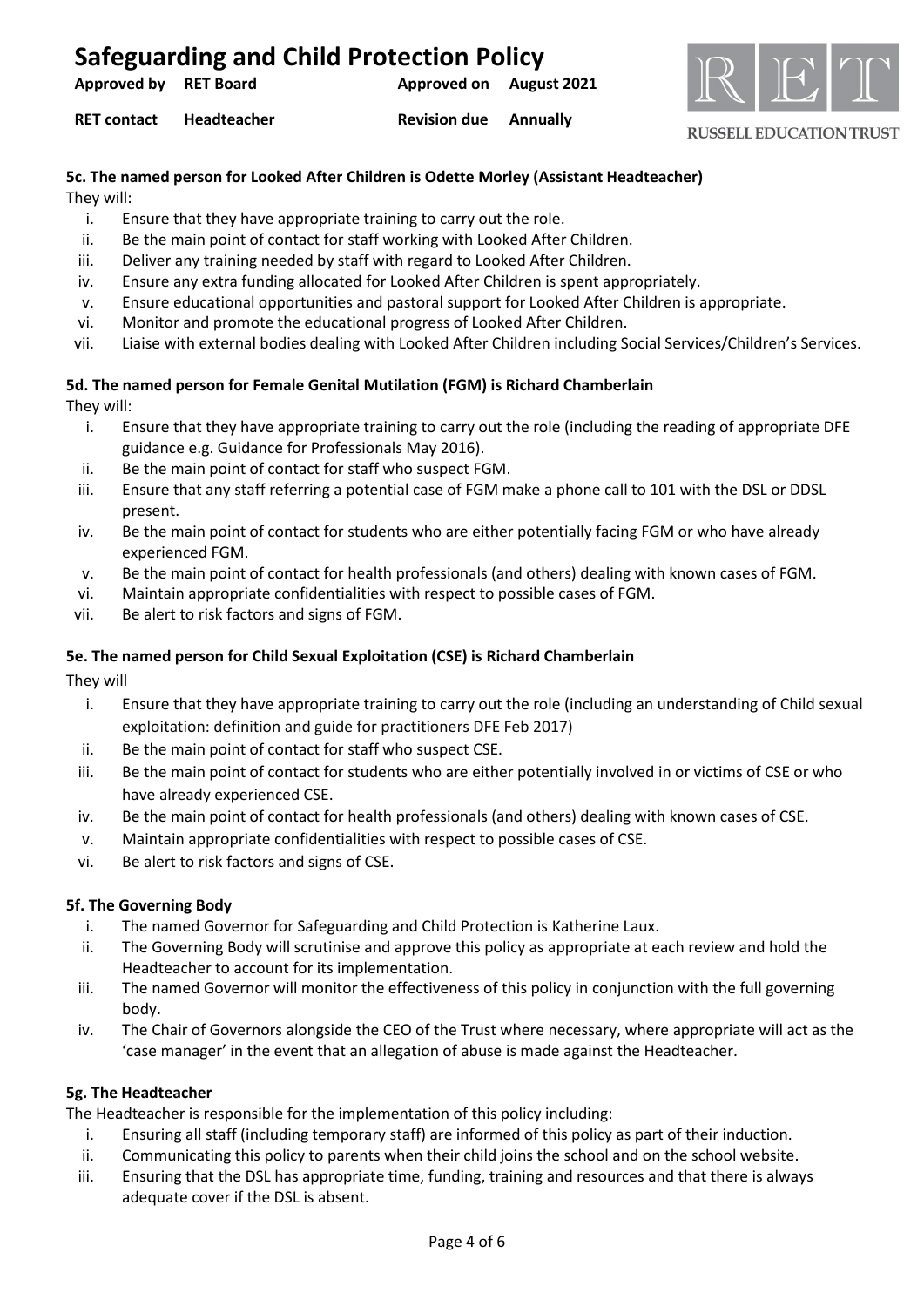**5c. The named person for Looked After Children is Odette Morley (Assistant Headteacher)**

They will:

i. Ensure that they have appropriate training to carry out the role.
ii. Be the main point of contact for staff working with Looked After Children.
iii. Deliver any training needed by staff with regard to Looked After Children.
iv. Ensure any extra funding allocated for Looked After Children is spent appropriately.
v. Ensure educational opportunities and pastoral support for Looked After Children is appropriate.
vi. Monitor and promote the educational progress of Looked After Children.
vii. Liaise with external bodies dealing with Looked After Children including Social Services/Children's Services.

**5d. The named person for Female Genital Mutilation (FGM) is Richard Chamberlain**

They will:

i. Ensure that they have appropriate training to carry out the role (including the reading of appropriate DFE guidance e.g. Guidance for Professionals May 2016).
ii. Be the main point of contact for staff who suspect FGM.
iii. Ensure that any staff referring a potential case of FGM make a phone call to 101 with the DSL or DDSL present.
iv. Be the main point of contact for students who are either potentially facing FGM or who have already experienced FGM.
v. Be the main point of contact for health professionals (and others) dealing with known cases of FGM.
vi. Maintain appropriate confidentialities with respect to possible cases of FGM.
vii. Be alert to risk factors and signs of FGM.

**5e. The named person for Child Sexual Exploitation (CSE) is Richard Chamberlain**

They will

i. Ensure that they have appropriate training to carry out the role (including an understanding of Child sexual exploitation: definition and guide for practitioners DFE Feb 2017)
ii. Be the main point of contact for staff who suspect CSE.
iii. Be the main point of contact for students who are either potentially involved in or victims of CSE or who have already experienced CSE.
iv. Be the main point of contact for health professionals (and others) dealing with known cases of CSE.
v. Maintain appropriate confidentialities with respect to possible cases of CSE.
vi. Be alert to risk factors and signs of CSE.

**5f. The Governing Body**

i. The named Governor for Safeguarding and Child Protection is Katherine Laux.
ii. The Governing Body will scrutinise and approve this policy as appropriate at each review and hold the Headteacher to account for its implementation.
iii. The named Governor will monitor the effectiveness of this policy in conjunction with the full governing body.
iv. The Chair of Governors alongside the CEO of the Trust where necessary, where appropriate will act as the 'case manager' in the event that an allegation of abuse is made against the Headteacher.

**5g. The Headteacher**

The Headteacher is responsible for the implementation of this policy including:

i. Ensuring all staff (including temporary staff) are informed of this policy as part of their induction.
ii. Communicating this policy to parents when their child joins the school and on the school website.
iii. Ensuring that the DSL has appropriate time, funding, training and resources and that there is always adequate cover if the DSL is absent.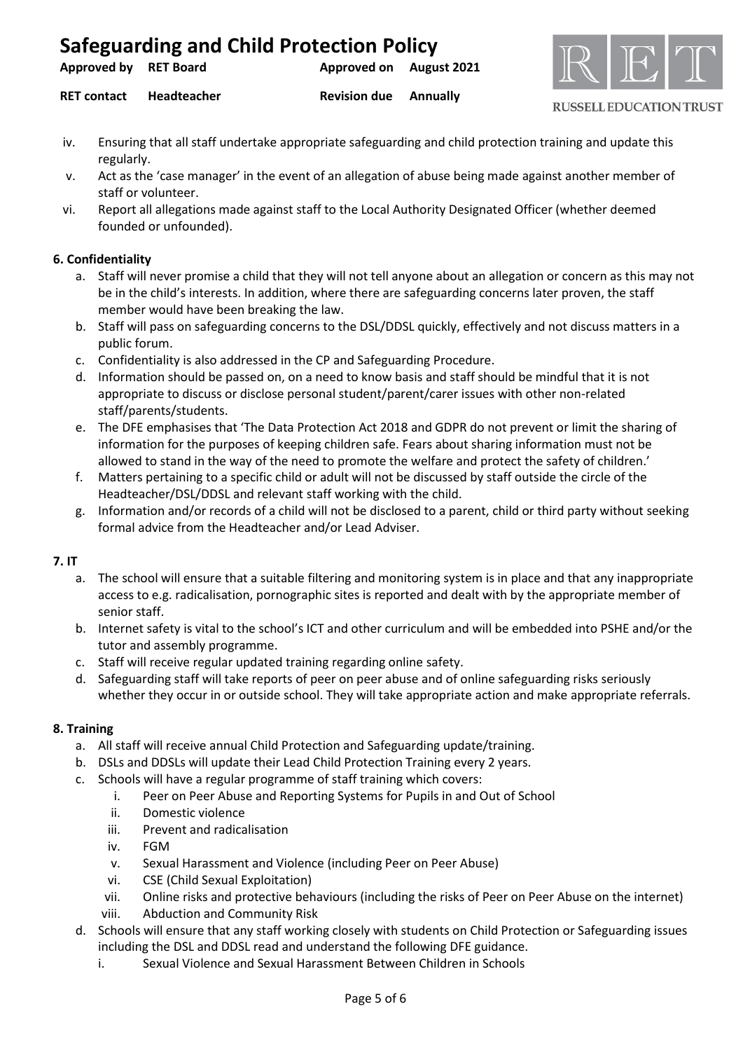iv. Ensuring that all staff undertake appropriate safeguarding and child protection training and update this regularly.
v. Act as the 'case manager' in the event of an allegation of abuse being made against another member of staff or volunteer.
vi. Report all allegations made against staff to the Local Authority Designated Officer (whether deemed founded or unfounded).

**6. Confidentiality**

a. Staff will never promise a child that they will not tell anyone about an allegation or concern as this may not be in the child's interests. In addition, where there are safeguarding concerns later proven, the staff member would have been breaking the law.
b. Staff will pass on safeguarding concerns to the DSL/DDSL quickly, effectively and not discuss matters in a public forum.
c. Confidentiality is also addressed in the CP and Safeguarding Procedure.
d. Information should be passed on, on a need to know basis and staff should be mindful that it is not appropriate to discuss or disclose personal student/parent/carer issues with other non-related staff/parents/students.
e. The DFE emphasises that 'The Data Protection Act 2018 and GDPR do not prevent or limit the sharing of information for the purposes of keeping children safe. Fears about sharing information must not be allowed to stand in the way of the need to promote the welfare and protect the safety of children.'
f. Matters pertaining to a specific child or adult will not be discussed by staff outside the circle of the Headteacher/DSL/DDSL and relevant staff working with the child.
g. Information and/or records of a child will not be disclosed to a parent, child or third party without seeking formal advice from the Headteacher and/or Lead Adviser.

**7. IT**

a. The school will ensure that a suitable filtering and monitoring system is in place and that any inappropriate access to e.g. radicalisation, pornographic sites is reported and dealt with by the appropriate member of senior staff.
b. Internet safety is vital to the school's ICT and other curriculum and will be embedded into PSHE and/or the tutor and assembly programme.
c. Staff will receive regular updated training regarding online safety.
d. Safeguarding staff will take reports of peer on peer abuse and of online safeguarding risks seriously whether they occur in or outside school. They will take appropriate action and make appropriate referrals.

**8. Training**

a. All staff will receive annual Child Protection and Safeguarding update/training.
b. DSLs and DDSLs will update their Lead Child Protection Training every 2 years.
c. Schools will have a regular programme of staff training which covers:
    i. Peer on Peer Abuse and Reporting Systems for Pupils in and Out of School
    ii. Domestic violence
    iii. Prevent and radicalisation
    iv. FGM
    v. Sexual Harassment and Violence (including Peer on Peer Abuse)
    vi. CSE (Child Sexual Exploitation)
    vii. Online risks and protective behaviours (including the risks of Peer on Peer Abuse on the internet)
    viii. Abduction and Community Risk
d. Schools will ensure that any staff working closely with students on Child Protection or Safeguarding issues including the DSL and DDSL read and understand the following DFE guidance.
    i. Sexual Violence and Sexual Harassment Between Children in Schools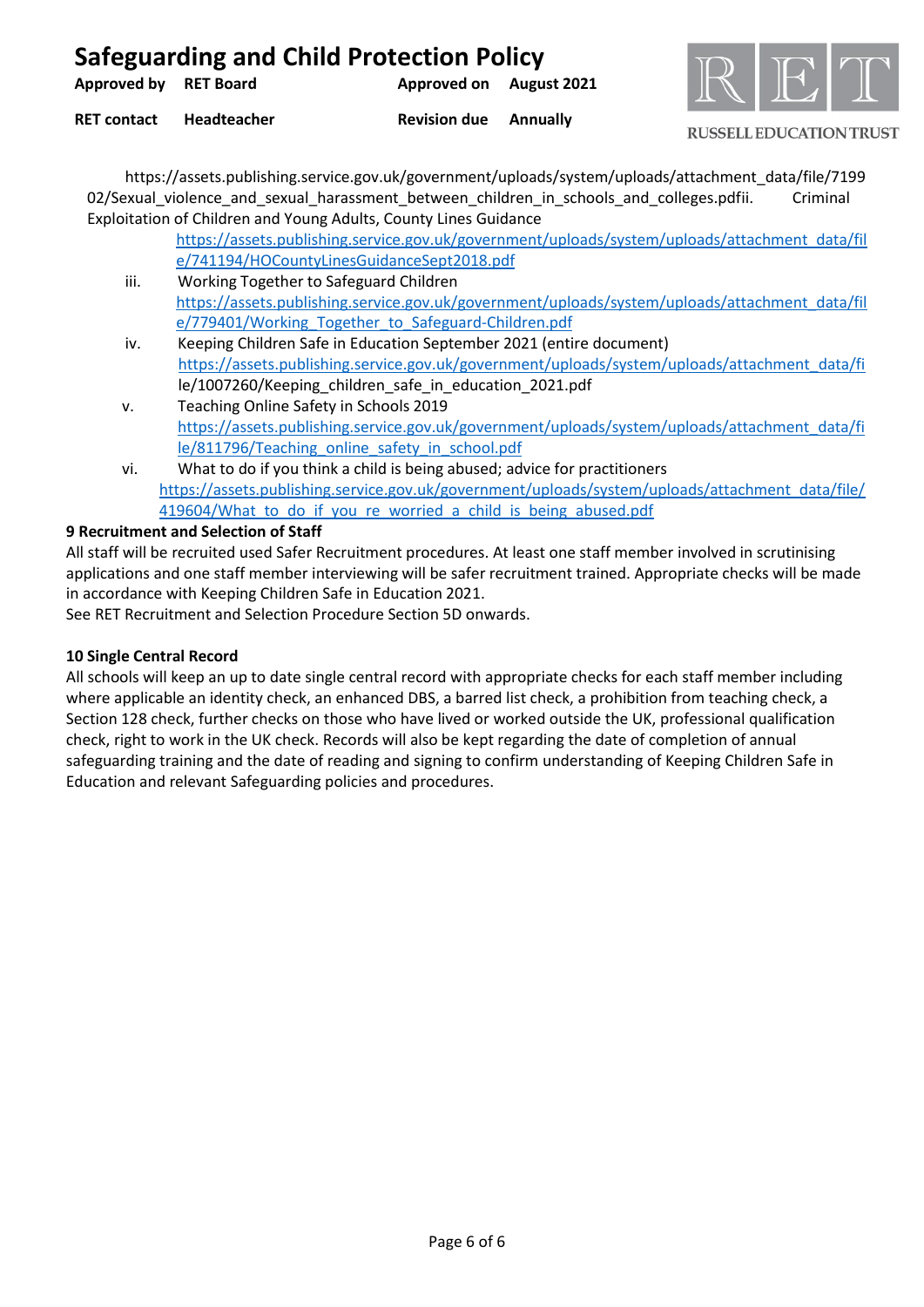https://assets.publishing.service.gov.uk/government/uploads/system/uploads/attachment_data/file/719902/Sexual_violence_and_sexual_harassment_between_children_in_schools_and_colleges.pdfii. Criminal Exploitation of Children and Young Adults, County Lines Guidance
https://assets.publishing.service.gov.uk/government/uploads/system/uploads/attachment_data/file/741194/HOCountyLinesGuidanceSept2018.pdf

iii. Working Together to Safeguard Children
https://assets.publishing.service.gov.uk/government/uploads/system/uploads/attachment_data/file/779401/Working_Together_to_Safeguard-Children.pdf

iv. Keeping Children Safe in Education September 2021 (entire document)
https://assets.publishing.service.gov.uk/government/uploads/system/uploads/attachment_data/file/1007260/Keeping_children_safe_in_education_2021.pdf

v. Teaching Online Safety in Schools 2019
https://assets.publishing.service.gov.uk/government/uploads/system/uploads/attachment_data/file/811796/Teaching_online_safety_in_school.pdf

vi. What to do if you think a child is being abused; advice for practitioners
https://assets.publishing.service.gov.uk/government/uploads/system/uploads/attachment_data/file/419604/What_to_do_if_you_re_worried_a_child_is_being_abused.pdf

**9 Recruitment and Selection of Staff**

All staff will be recruited used Safer Recruitment procedures. At least one staff member involved in scrutinising applications and one staff member interviewing will be safer recruitment trained. Appropriate checks will be made in accordance with Keeping Children Safe in Education 2021.

See RET Recruitment and Selection Procedure Section 5D onwards.

**10 Single Central Record**

All schools will keep an up to date single central record with appropriate checks for each staff member including where applicable an identity check, an enhanced DBS, a barred list check, a prohibition from teaching check, a Section 128 check, further checks on those who have lived or worked outside the UK, professional qualification check, right to work in the UK check. Records will also be kept regarding the date of completion of annual safeguarding training and the date of reading and signing to confirm understanding of Keeping Children Safe in Education and relevant Safeguarding policies and procedures.